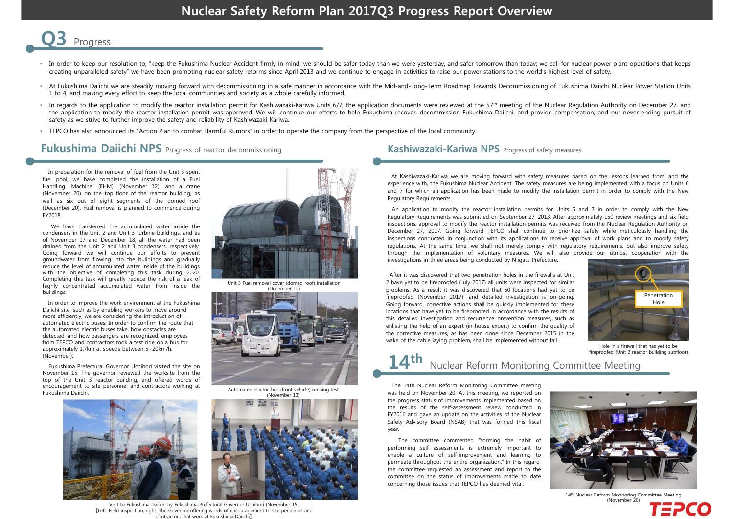# Nuclear Safety Reform Plan 2017Q3 Progress Report Overview

## Q3 Progress

- In order to keep our resolution to, "keep the Fukushima Nuclear Accident firmly in mind; we should be safer today than we were yesterday, and safer tomorrow than today; we call for nuclear power plant operations that keeps creating unparalleled safety" we have been promoting nuclear safety reforms since April 2013 and we continue to engage in activities to raise our power stations to the world's highest level of safety.
- At Fukushima Daiichi we are steadily moving forward with decommissioning in a safe manner in accordance with the Mid-and-Long-Term Roadmap Towards Decommissioning of Fukushima Daiichi Nuclear Power Station Units 1 to 4, and making every effort to keep the local communities and society as a whole carefully informed.
- In regards to the application to modify the reactor installation permit for Kashiwazaki-Kariwa Units 6/7, the application documents were reviewed at the 57th meeting of the Nuclear Regulation Authority on December 27, and the application to modify the reactor installation permit was approved. We will continue our efforts to help Fukushima recover, decommission Fukushima Daiichi, and provide compensation, and our never-ending pursuit of safety as we strive to further improve the safety and reliability of Kashiwazaki-Kariwa.
- TEPCO has also announced its "Action Plan to combat Harmful Rumors" in order to operate the company from the perspective of the local community.

## Fukushima Daiichi NPS Progress of reactor decommissioning

In preparation for the removal of fuel from the Unit 3 spent fuel pool, we have completed the installation of a Fuel Handling Machine (FHM) (November 12) and a crane (November 20) on the top floor of the reactor building, as well as six out of eight segments of the domed roof (December 20). Fuel removal is planned to commence during FY2018.

We have transferred the accumulated water inside the condensers in the Unit 2 and Unit 3 turbine buildings, and as of November 17 and December 18, all the water had been drained from the Unit 2 and Unit 3 condensers, respectively. Going forward we will continue our efforts to prevent groundwater from flowing into the buildings and gradually reduce the level of accumulated water inside of the buildings with the objective of completing this task during 2020. Completing this task will greatly reduce the risk of a leak of highly concentrated accumulated water from inside the buildings.

In order to improve the work environment at the Fukushima Daiichi site, such as by enabling workers to move around more efficiently, we are considering the introduction of automated electric buses. In order to confirm the route that the automated electric buses take, how obstacles are detected, and how passengers are recognized, employees from TEPCO and contractors took a test ride on a bus for approximately 1.7km at speeds between 5~20km/h. (November).

Fukushima Prefectural Governor Uchibori visited the site on November 15. The governor reviewed the worksite from the top of the Unit 3 reactor building, and offered words of encouragement to site personnel and contractors working at Fukushima Daiichi.

Unit 3 Fuel removal cover (domed roof) installation (December 12)

Automated electric bus (front vehicle) running test (November 13)

Visit to Fukushima Daiichi by Fukushima Prefectural Governor Uchibori (November 15)
[Left: Field inspection, right: The Governor offering words of encouragement to site personnel and contractors that work at Fukushima Daiichi]

## Kashiwazaki-Kariwa NPS Progress of safety measures

At Kashiwazaki-Kariwa we are moving forward with safety measures based on the lessons learned from, and the experience with, the Fukushima Nuclear Accident. The safety measures are being implemented with a focus on Units 6 and 7 for which an application has been made to modify the installation permit in order to comply with the New Regulatory Requirements.

An application to modify the reactor installation permits for Units 6 and 7 in order to comply with the New Regulatory Requirements was submitted on September 27, 2013. After approximately 150 review meetings and six field inspections, approval to modify the reactor installation permit was received from the Nuclear Regulation Authority on December 27, 2017. Going forward TEPCO shall continue to prioritize safety while meticulously handling the inspections conducted in conjunction with its applications to receive approval of work plans and to modify safety regulations. At the same time, we shall not merely comply with regulatory requirements, but also improve safety through the implementation of voluntary measures. We will also provide our utmost cooperation with the investigations in three areas being conducted by Niigata Prefecture.

After it was discovered that two penetration holes in the firewalls at Unit 2 have yet to be fireproofed (July 2017) all units were inspected for similar problems. As a result it was discovered that 60 locations had yet to be fireproofed (November 2017) and detailed investigation is on-going. Going forward, corrective actions shall be quickly implemented for these locations that have yet to be fireproofed in accordance with the results of this detailed investigation and recurrence prevention measures, such as enlisting the help of an expert (in-house expert) to confirm the quality of the corrective measures, as has been done since December 2015 in the wake of the cable laying problem, shall be implemented without fail.

Penetration Hole

Hole in a firewall that has yet to be fireproofed (Unit 2 reactor building subfloor)

## 14th Nuclear Reform Monitoring Committee Meeting

The 14th Nuclear Reform Monitoring Committee meeting was held on November 20. At this meeting, we reported on the progress status of improvements implemented based on the results of the self-assessment review conducted in FY2016 and gave an update on the activities of the Nuclear Safety Advisory Board (NSAB) that was formed this fiscal year.

The committee commented "forming the habit of performing self assessments is extremely important to enable a culture of self-improvement and learning to permeate throughout the entire organization." In this regard, the committee requested an assessment and report to the committee on the status of improvements made to date concerning those issues that TEPCO has deemed vital.

14th Nuclear Reform Monitoring Committee Meeting (November 20)

TEPCO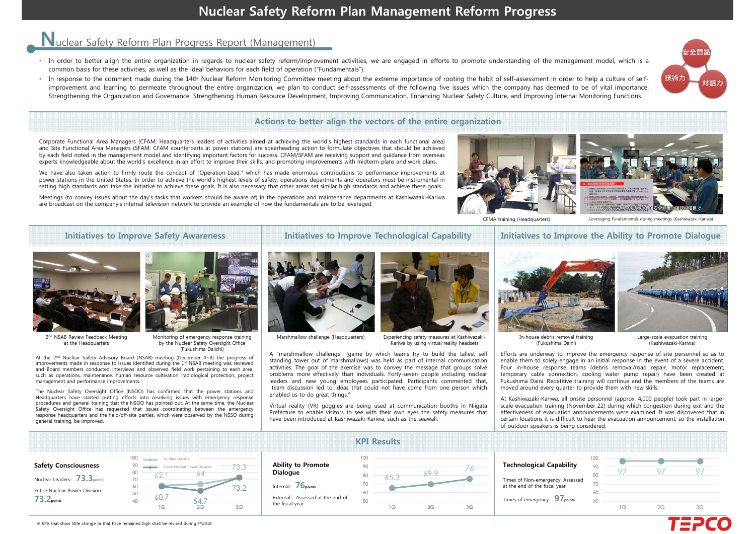# Nuclear Safety Reform Plan Management Reform Progress

## Nuclear Safety Reform Plan Progress Report (Management)

安全意識
技術力
対話力

- In order to better align the entire organization in regards to nuclear safety reform/improvement activities, we are engaged in efforts to promote understanding of the management model, which is a common basis for these activities, as well as the ideal behaviors for each field of operation ("Fundamentals").
- In response to the comment made during the 14th Nuclear Reform Monitoring Committee meeting about the extreme importance of rooting the habit of self-assessment in order to help a culture of self-improvement and learning to permeate throughout the entire organization, we plan to conduct self-assessments of the following five issues which the company has deemed to be of vital importance: Strengthening the Organization and Governance, Strengthening Human Resource Development, Improving Communication, Enhancing Nuclear Safety Culture, and Improving Internal Monitoring Functions.

### Actions to better align the vectors of the entire organization

Corporate Functional Area Managers (CFAM; Headquarters leaders of activities aimed at achieving the world's highest standards in each functional area) and Site Functional Area Managers (SFAM; CFAM counterparts at power stations) are spearheading action to formulate objectives that should be achieved by each field noted in the management model and identifying important factors for success. CFAM/SFAM are receiving support and guidance from overseas experts knowledgeable about the world's excellence in an effort to improve their skills, and promoting improvements with midterm plans and work plans.

We have also taken action to firmly route the concept of "Operation-Lead," which has made enormous contributions to performance improvements at power stations in the United States. In order to achieve the world's highest levels of safety, operations departments and operators must be instrumental in setting high standards and take the initiative to achieve these goals. It is also necessary that other areas set similar high standards and achieve these goals.

Meetings (to convey issues about the day's tasks that workers should be aware of) in the operations and maintenance departments at Kashiwazaki-Kariwa are broadcast on the company's internal television network to provide an example of how the fundamentals are to be leveraged.

CFMA training (Headquarters)

Leveraging Fundamentals during meetings (Kashiwazaki-Kariwa)

### Initiatives to Improve Safety Awareness

2nd NSAB Review Feedback Meeting at the Headquarters

Monitoring of emergency response training by the Nuclear Safety Oversight Office (Fukushima Daiichi)

At the 2nd Nuclear Safety Advisory Board (NSAB) meeting (December 4~8) the progress of improvements made in response to issues identified during the 1st NSAB meeting was reviewed and Board members conducted interviews and observed field work pertaining to each area, such as operations, maintenance, human resource cultivation, radiological protection, project management and performance improvements.

The Nuclear Safety Oversight Office (NSOO) has confirmed that the power stations and Headquarters have started putting efforts into resolving issues with emergency response procedures and general training that the NSOO has pointed out. At the same time, the Nuclear Safety Oversight Office has requested that issues coordinating between the emergency response headquarters and the field/off-site parties, which were observed by the NSSO during general training, be improved.

### Initiatives to Improve Technological Capability

Marshmallow challenge (Headquarters)

Experiencing safety measures at Kashiwazaki-Kariwa by using virtual reality headsets

A "marshmallow challenge" (game by which teams try to build the tallest self standing tower out of marshmallows) was held as part of internal communication activities. The goal of the exercise was to convey the message that groups solve problems more effectively than individuals. Forty-seven people including nuclear leaders and new young employees participated. Participants commented that, "team discussion led to ideas that could not have come from one person which enabled us to do great things."

Virtual reality (VR) goggles are being used at communication booths in Niigata Prefecture to enable visitors to see with their own eyes the safety measures that have been introduced at Kashiwazaki-Kariwa, such as the seawall.

### Initiatives to Improve the Ability to Promote Dialogue

In-house debris removal training (Fukushima Daini)

Large-scale evacuation training (Kashiwazaki-Kariwa)

Efforts are underway to improve the emergency response of site personnel so as to enable them to solely engage in an initial response in the event of a severe accident. Four in-house response teams (debris removal/road repair, motor replacement, temporary cable connection, cooling water pump repair) have been created at Fukushima Daini. Repetitive training will continue and the members of the teams are moved around every quarter to provide them with new skills.

At Kashiwazaki-Kariwa, all onsite personnel (approx. 4,000 people) took part in large-scale evacuation training (November 22) during which congestion during exit and the effectiveness of evacuation announcements were examined. It was discovered that in certain locations it is difficult to hear the evacuation announcement, so the installation of outdoor speakers is being considered.

### KPI Results

**Safety Consciousness**

Nuclear Leaders: 73.3points

Entire Nuclear Power Division: 73.2points

Nuclear Leaders
Entire Nuclear Power Division
100 90 80 70 60 50 40
1Q 2Q 3Q
62.1 64 73.3
60.7 54.7 73.2

**Ability to Promote Dialogue**

Internal: 76points

External: Assessed at the end of the fiscal year

100 90 80 70 60 50
1Q 2Q 3Q
65.3 69.9 76

**Technological Capability**

Times of Non-emergency: Assessed at the end of the fiscal year

Times of emergency: 97points

100 90 80 70 60 50
1Q 2Q 3Q
97 97 97

※ KPIs that show little change or that have remained high shall be revised during FY2018

TEPCO